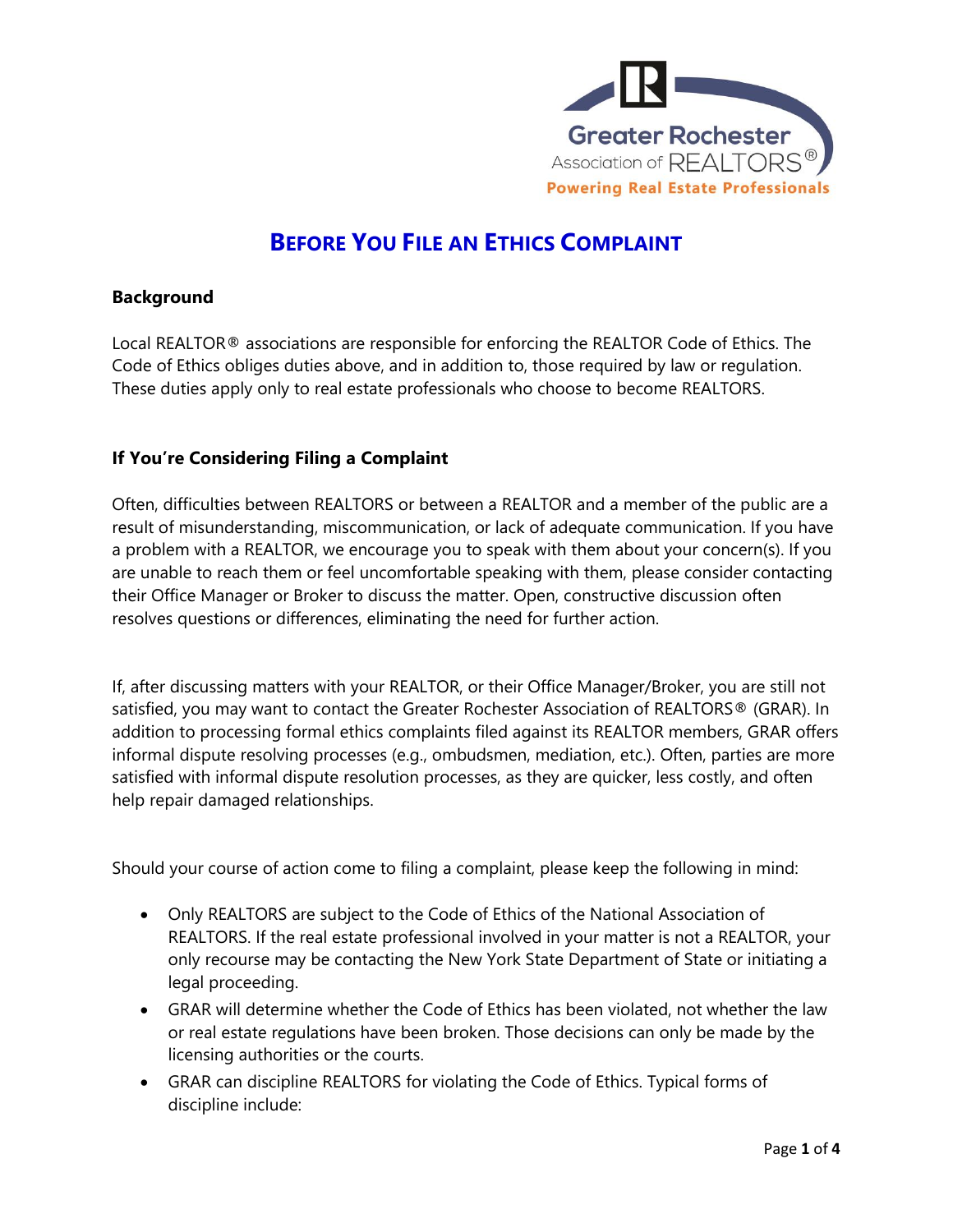Greater Rochester Association of REALTORS®
Powering Real Estate Professionals

# BEFORE YOU FILE AN ETHICS COMPLAINT

**Background**

Local REALTOR® associations are responsible for enforcing the REALTOR Code of Ethics. The Code of Ethics obliges duties above, and in addition to, those required by law or regulation. These duties apply only to real estate professionals who choose to become REALTORS.

**If You're Considering Filing a Complaint**

Often, difficulties between REALTORS or between a REALTOR and a member of the public are a result of misunderstanding, miscommunication, or lack of adequate communication. If you have a problem with a REALTOR, we encourage you to speak with them about your concern(s). If you are unable to reach them or feel uncomfortable speaking with them, please consider contacting their Office Manager or Broker to discuss the matter. Open, constructive discussion often resolves questions or differences, eliminating the need for further action.

If, after discussing matters with your REALTOR, or their Office Manager/Broker, you are still not satisfied, you may want to contact the Greater Rochester Association of REALTORS® (GRAR). In addition to processing formal ethics complaints filed against its REALTOR members, GRAR offers informal dispute resolving processes (e.g., ombudsmen, mediation, etc.). Often, parties are more satisfied with informal dispute resolution processes, as they are quicker, less costly, and often help repair damaged relationships.

Should your course of action come to filing a complaint, please keep the following in mind:

- Only REALTORS are subject to the Code of Ethics of the National Association of REALTORS. If the real estate professional involved in your matter is not a REALTOR, your only recourse may be contacting the New York State Department of State or initiating a legal proceeding.
- GRAR will determine whether the Code of Ethics has been violated, not whether the law or real estate regulations have been broken. Those decisions can only be made by the licensing authorities or the courts.
- GRAR can discipline REALTORS for violating the Code of Ethics. Typical forms of discipline include: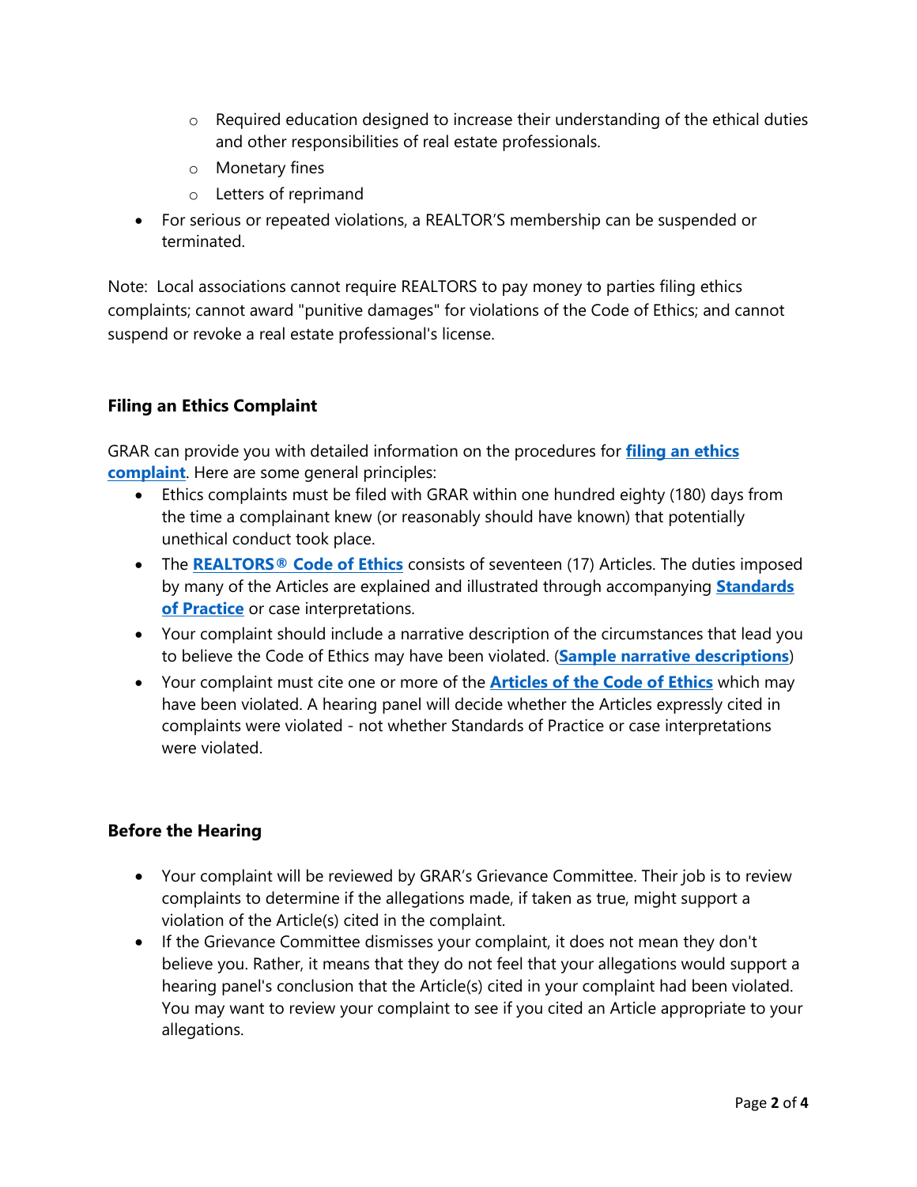- Required education designed to increase their understanding of the ethical duties and other responsibilities of real estate professionals.
    - Monetary fines
    - Letters of reprimand
- For serious or repeated violations, a REALTOR'S membership can be suspended or terminated.

Note: Local associations cannot require REALTORS to pay money to parties filing ethics complaints; cannot award "punitive damages" for violations of the Code of Ethics; and cannot suspend or revoke a real estate professional's license.

### Filing an Ethics Complaint

GRAR can provide you with detailed information on the procedures for **filing an ethics complaint**. Here are some general principles:

- Ethics complaints must be filed with GRAR within one hundred eighty (180) days from the time a complainant knew (or reasonably should have known) that potentially unethical conduct took place.
- The **REALTORS® Code of Ethics** consists of seventeen (17) Articles. The duties imposed by many of the Articles are explained and illustrated through accompanying **Standards of Practice** or case interpretations.
- Your complaint should include a narrative description of the circumstances that lead you to believe the Code of Ethics may have been violated. (**Sample narrative descriptions**)
- Your complaint must cite one or more of the **Articles of the Code of Ethics** which may have been violated. A hearing panel will decide whether the Articles expressly cited in complaints were violated - not whether Standards of Practice or case interpretations were violated.

### Before the Hearing

- Your complaint will be reviewed by GRAR's Grievance Committee. Their job is to review complaints to determine if the allegations made, if taken as true, might support a violation of the Article(s) cited in the complaint.
- If the Grievance Committee dismisses your complaint, it does not mean they don't believe you. Rather, it means that they do not feel that your allegations would support a hearing panel's conclusion that the Article(s) cited in your complaint had been violated. You may want to review your complaint to see if you cited an Article appropriate to your allegations.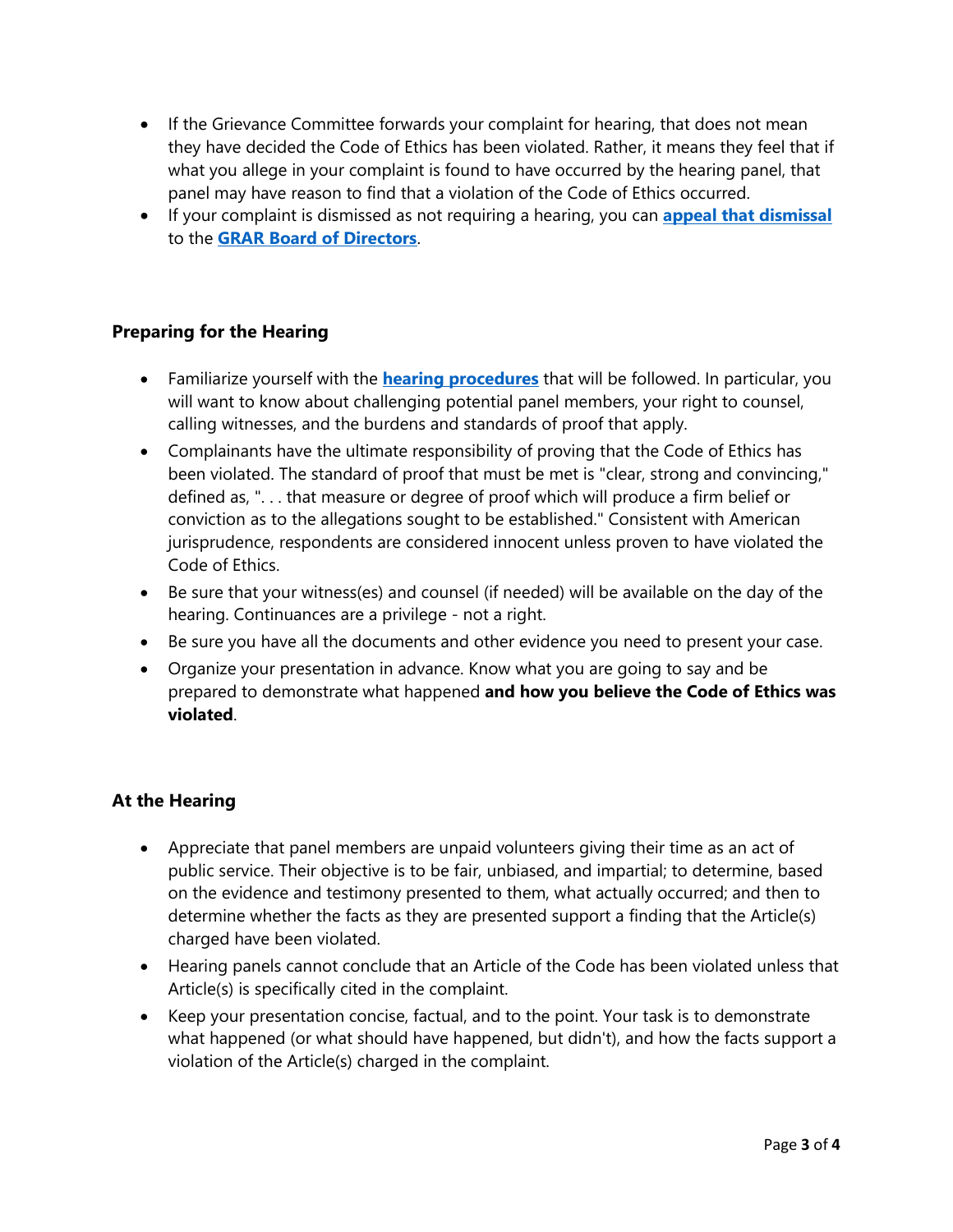- If the Grievance Committee forwards your complaint for hearing, that does not mean they have decided the Code of Ethics has been violated. Rather, it means they feel that if what you allege in your complaint is found to have occurred by the hearing panel, that panel may have reason to find that a violation of the Code of Ethics occurred.
- If your complaint is dismissed as not requiring a hearing, you can **appeal that dismissal** to the **GRAR Board of Directors**.

### Preparing for the Hearing

- Familiarize yourself with the **hearing procedures** that will be followed. In particular, you will want to know about challenging potential panel members, your right to counsel, calling witnesses, and the burdens and standards of proof that apply.
- Complainants have the ultimate responsibility of proving that the Code of Ethics has been violated. The standard of proof that must be met is "clear, strong and convincing," defined as, ". . . that measure or degree of proof which will produce a firm belief or conviction as to the allegations sought to be established." Consistent with American jurisprudence, respondents are considered innocent unless proven to have violated the Code of Ethics.
- Be sure that your witness(es) and counsel (if needed) will be available on the day of the hearing. Continuances are a privilege - not a right.
- Be sure you have all the documents and other evidence you need to present your case.
- Organize your presentation in advance. Know what you are going to say and be prepared to demonstrate what happened **and how you believe the Code of Ethics was violated**.

### At the Hearing

- Appreciate that panel members are unpaid volunteers giving their time as an act of public service. Their objective is to be fair, unbiased, and impartial; to determine, based on the evidence and testimony presented to them, what actually occurred; and then to determine whether the facts as they are presented support a finding that the Article(s) charged have been violated.
- Hearing panels cannot conclude that an Article of the Code has been violated unless that Article(s) is specifically cited in the complaint.
- Keep your presentation concise, factual, and to the point. Your task is to demonstrate what happened (or what should have happened, but didn't), and how the facts support a violation of the Article(s) charged in the complaint.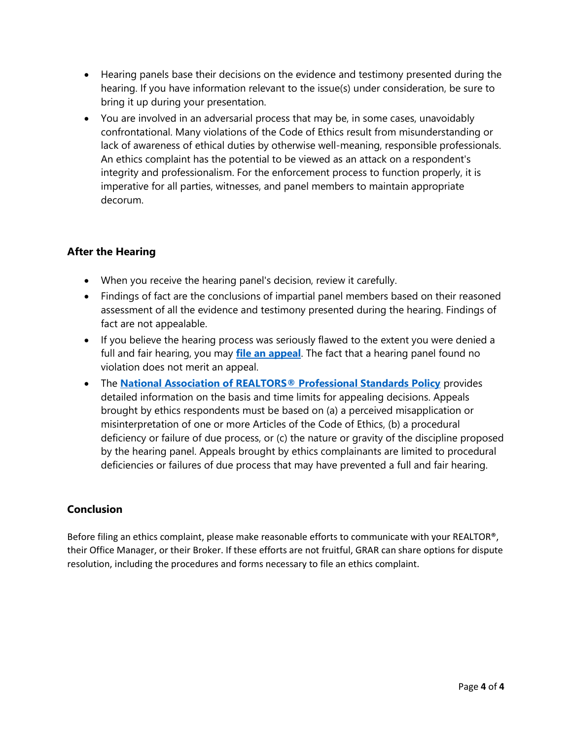- Hearing panels base their decisions on the evidence and testimony presented during the hearing. If you have information relevant to the issue(s) under consideration, be sure to bring it up during your presentation.
- You are involved in an adversarial process that may be, in some cases, unavoidably confrontational. Many violations of the Code of Ethics result from misunderstanding or lack of awareness of ethical duties by otherwise well-meaning, responsible professionals. An ethics complaint has the potential to be viewed as an attack on a respondent's integrity and professionalism. For the enforcement process to function properly, it is imperative for all parties, witnesses, and panel members to maintain appropriate decorum.

## After the Hearing

- When you receive the hearing panel's decision, review it carefully.
- Findings of fact are the conclusions of impartial panel members based on their reasoned assessment of all the evidence and testimony presented during the hearing. Findings of fact are not appealable.
- If you believe the hearing process was seriously flawed to the extent you were denied a full and fair hearing, you may **file an appeal**. The fact that a hearing panel found no violation does not merit an appeal.
- The **National Association of REALTORS® Professional Standards Policy** provides detailed information on the basis and time limits for appealing decisions. Appeals brought by ethics respondents must be based on (a) a perceived misapplication or misinterpretation of one or more Articles of the Code of Ethics, (b) a procedural deficiency or failure of due process, or (c) the nature or gravity of the discipline proposed by the hearing panel. Appeals brought by ethics complainants are limited to procedural deficiencies or failures of due process that may have prevented a full and fair hearing.

## Conclusion

Before filing an ethics complaint, please make reasonable efforts to communicate with your REALTOR®, their Office Manager, or their Broker. If these efforts are not fruitful, GRAR can share options for dispute resolution, including the procedures and forms necessary to file an ethics complaint.